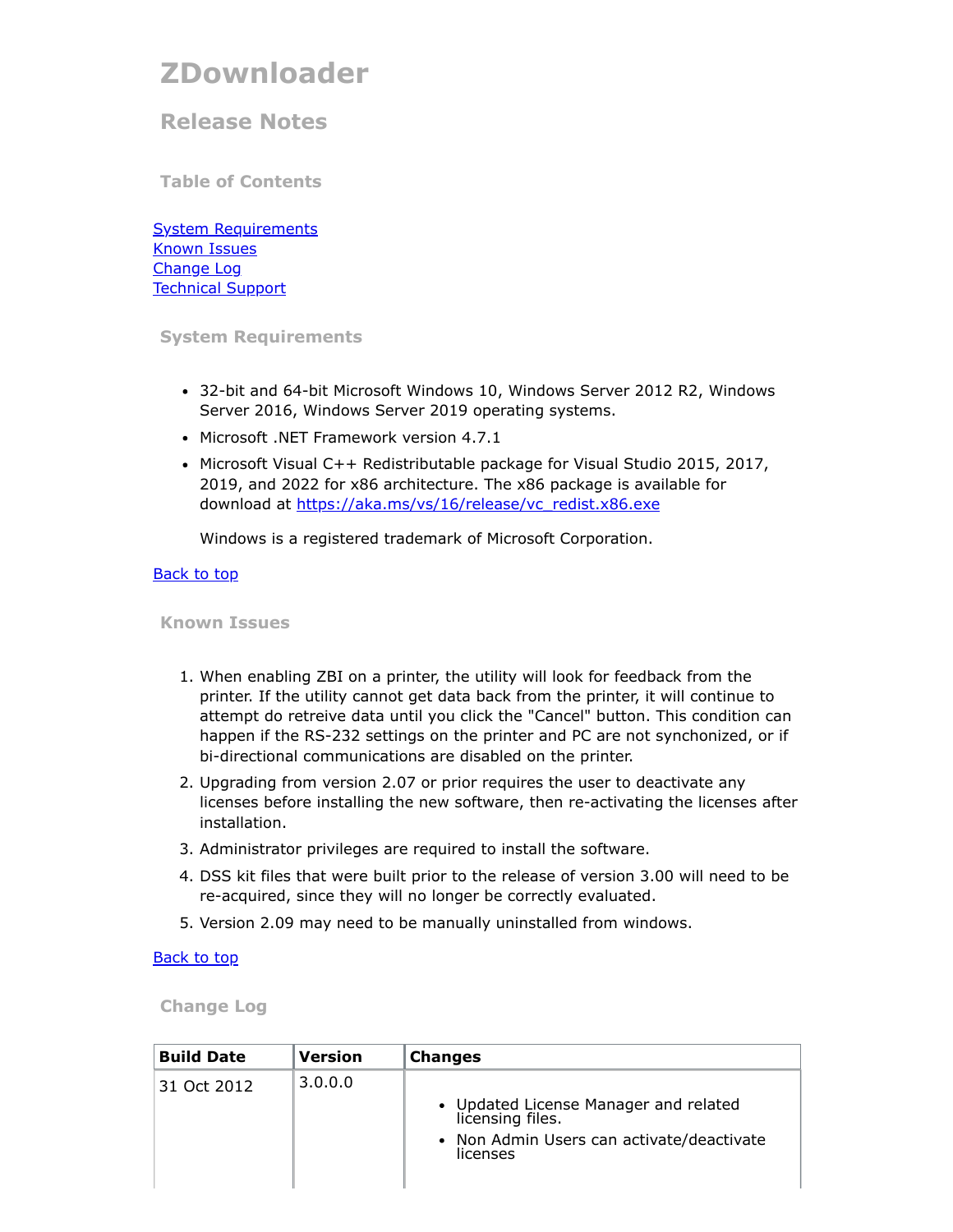# ZDownloader

## Release Notes

### Table of Contents

[System Requirements](#system-requirements)
[Known Issues](#known-issues)
[Change Log](#change-log)
[Technical Support](#technical-support)

### System Requirements

- 32-bit and 64-bit Microsoft Windows 10, Windows Server 2012 R2, Windows Server 2016, Windows Server 2019 operating systems.
- Microsoft .NET Framework version 4.7.1
- Microsoft Visual C++ Redistributable package for Visual Studio 2015, 2017, 2019, and 2022 for x86 architecture. The x86 package is available for download at https://aka.ms/vs/16/release/vc_redist.x86.exe

  Windows is a registered trademark of Microsoft Corporation.

[Back to top](#zdownloader)

### Known Issues

1. When enabling ZBI on a printer, the utility will look for feedback from the printer. If the utility cannot get data back from the printer, it will continue to attempt do retreive data until you click the "Cancel" button. This condition can happen if the RS-232 settings on the printer and PC are not synchonized, or if bi-directional communications are disabled on the printer.
2. Upgrading from version 2.07 or prior requires the user to deactivate any licenses before installing the new software, then re-activating the licenses after installation.
3. Administrator privileges are required to install the software.
4. DSS kit files that were built prior to the release of version 3.00 will need to be re-acquired, since they will no longer be correctly evaluated.
5. Version 2.09 may need to be manually uninstalled from windows.

[Back to top](#zdownloader)

### Change Log

| Build Date | Version | Changes |
|---|---|---|
| 31 Oct 2012 | 3.0.0.0 | • Updated License Manager and related licensing files.<br>• Non Admin Users can activate/deactivate licenses |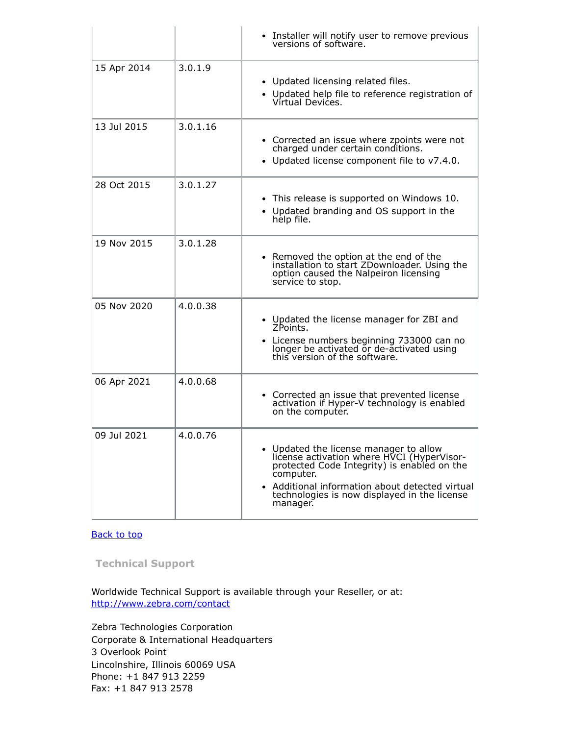| | | |
|---|---|---|
| | | • Installer will notify user to remove previous versions of software. |
| 15 Apr 2014 | 3.0.1.9 | • Updated licensing related files.<br>• Updated help file to reference registration of Virtual Devices. |
| 13 Jul 2015 | 3.0.1.16 | • Corrected an issue where zpoints were not charged under certain conditions.<br>• Updated license component file to v7.4.0. |
| 28 Oct 2015 | 3.0.1.27 | • This release is supported on Windows 10.<br>• Updated branding and OS support in the help file. |
| 19 Nov 2015 | 3.0.1.28 | • Removed the option at the end of the installation to start ZDownloader. Using the option caused the Nalpeiron licensing service to stop. |
| 05 Nov 2020 | 4.0.0.38 | • Updated the license manager for ZBI and ZPoints.<br>• License numbers beginning 733000 can no longer be activated or de-activated using this version of the software. |
| 06 Apr 2021 | 4.0.0.68 | • Corrected an issue that prevented license activation if Hyper-V technology is enabled on the computer. |
| 09 Jul 2021 | 4.0.0.76 | • Updated the license manager to allow license activation where HVCI (HyperVisor-protected Code Integrity) is enabled on the computer.<br>• Additional information about detected virtual technologies is now displayed in the license manager. |

Back to top

### Technical Support

Worldwide Technical Support is available through your Reseller, or at:
http://www.zebra.com/contact

Zebra Technologies Corporation
Corporate & International Headquarters
3 Overlook Point
Lincolnshire, Illinois 60069 USA
Phone: +1 847 913 2259
Fax: +1 847 913 2578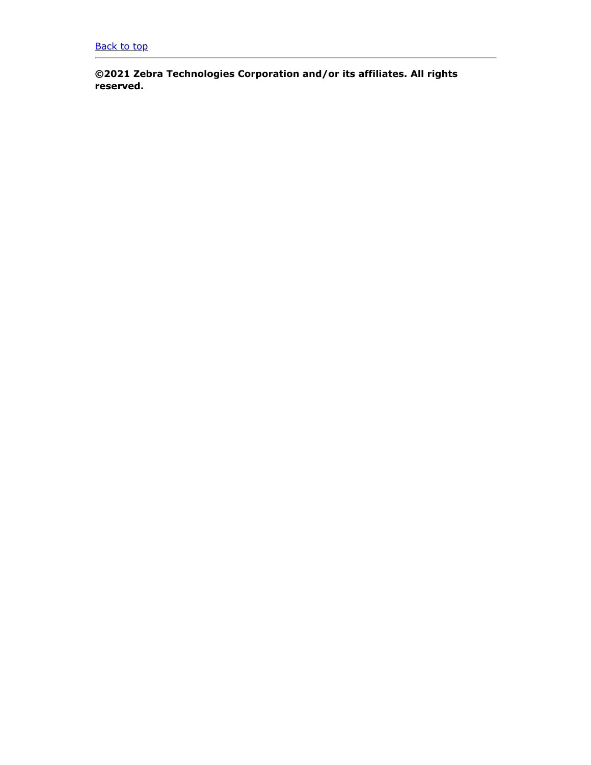[Back to top](#)

---

**©2021 Zebra Technologies Corporation and/or its affiliates. All rights reserved.**